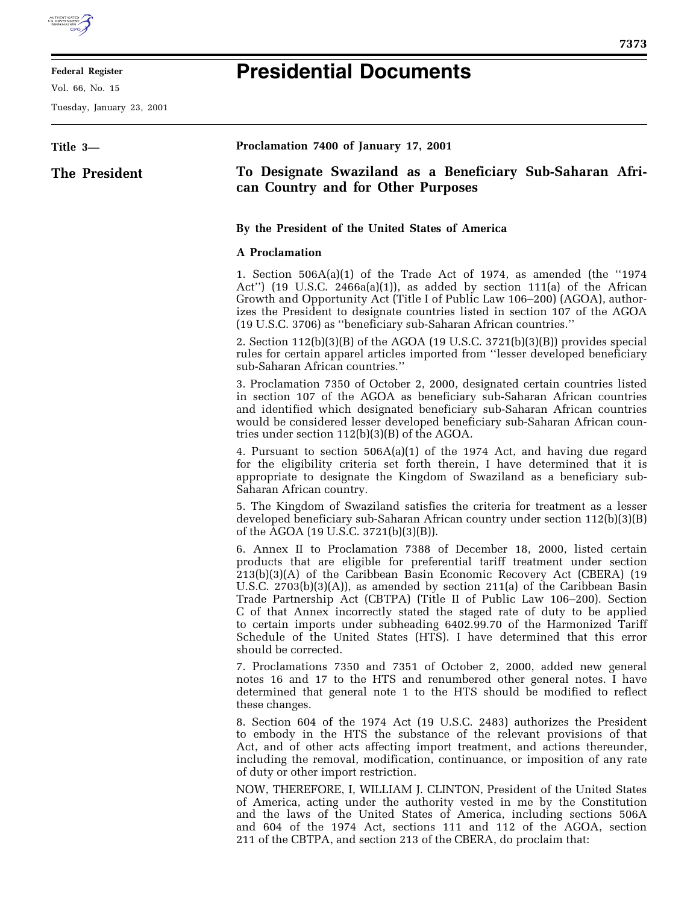**Federal Register**

Vol. 66, No. 15

Tuesday, January 23, 2001

# Presidential Documents

**Title 3—**

**The President**

**Proclamation 7400 of January 17, 2001**

## To Designate Swaziland as a Beneficiary Sub-Saharan African Country and for Other Purposes

**By the President of the United States of America**

**A Proclamation**

1. Section 506A(a)(1) of the Trade Act of 1974, as amended (the ''1974 Act'') (19 U.S.C. 2466a(a)(1)), as added by section 111(a) of the African Growth and Opportunity Act (Title I of Public Law 106–200) (AGOA), authorizes the President to designate countries listed in section 107 of the AGOA (19 U.S.C. 3706) as ''beneficiary sub-Saharan African countries.''

2. Section 112(b)(3)(B) of the AGOA (19 U.S.C. 3721(b)(3)(B)) provides special rules for certain apparel articles imported from ''lesser developed beneficiary sub-Saharan African countries.''

3. Proclamation 7350 of October 2, 2000, designated certain countries listed in section 107 of the AGOA as beneficiary sub-Saharan African countries and identified which designated beneficiary sub-Saharan African countries would be considered lesser developed beneficiary sub-Saharan African countries under section 112(b)(3)(B) of the AGOA.

4. Pursuant to section 506A(a)(1) of the 1974 Act, and having due regard for the eligibility criteria set forth therein, I have determined that it is appropriate to designate the Kingdom of Swaziland as a beneficiary sub-Saharan African country.

5. The Kingdom of Swaziland satisfies the criteria for treatment as a lesser developed beneficiary sub-Saharan African country under section 112(b)(3)(B) of the AGOA (19 U.S.C. 3721(b)(3)(B)).

6. Annex II to Proclamation 7388 of December 18, 2000, listed certain products that are eligible for preferential tariff treatment under section 213(b)(3)(A) of the Caribbean Basin Economic Recovery Act (CBERA) (19 U.S.C. 2703(b)(3)(A)), as amended by section 211(a) of the Caribbean Basin Trade Partnership Act (CBTPA) (Title II of Public Law 106–200). Section C of that Annex incorrectly stated the staged rate of duty to be applied to certain imports under subheading 6402.99.70 of the Harmonized Tariff Schedule of the United States (HTS). I have determined that this error should be corrected.

7. Proclamations 7350 and 7351 of October 2, 2000, added new general notes 16 and 17 to the HTS and renumbered other general notes. I have determined that general note 1 to the HTS should be modified to reflect these changes.

8. Section 604 of the 1974 Act (19 U.S.C. 2483) authorizes the President to embody in the HTS the substance of the relevant provisions of that Act, and of other acts affecting import treatment, and actions thereunder, including the removal, modification, continuance, or imposition of any rate of duty or other import restriction.

NOW, THEREFORE, I, WILLIAM J. CLINTON, President of the United States of America, acting under the authority vested in me by the Constitution and the laws of the United States of America, including sections 506A and 604 of the 1974 Act, sections 111 and 112 of the AGOA, section 211 of the CBTPA, and section 213 of the CBERA, do proclaim that: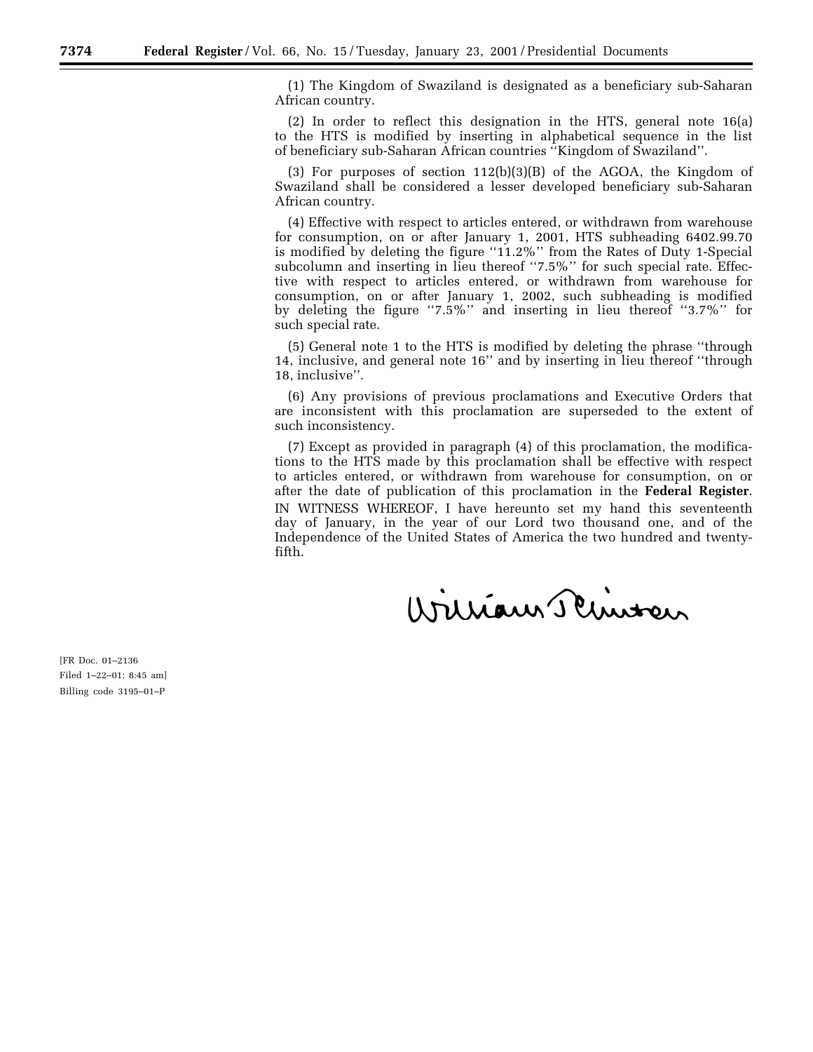(1) The Kingdom of Swaziland is designated as a beneficiary sub-Saharan African country.

(2) In order to reflect this designation in the HTS, general note 16(a) to the HTS is modified by inserting in alphabetical sequence in the list of beneficiary sub-Saharan African countries ''Kingdom of Swaziland''.

(3) For purposes of section 112(b)(3)(B) of the AGOA, the Kingdom of Swaziland shall be considered a lesser developed beneficiary sub-Saharan African country.

(4) Effective with respect to articles entered, or withdrawn from warehouse for consumption, on or after January 1, 2001, HTS subheading 6402.99.70 is modified by deleting the figure ''11.2%'' from the Rates of Duty 1-Special subcolumn and inserting in lieu thereof ''7.5%'' for such special rate. Effective with respect to articles entered, or withdrawn from warehouse for consumption, on or after January 1, 2002, such subheading is modified by deleting the figure ''7.5%'' and inserting in lieu thereof ''3.7%'' for such special rate.

(5) General note 1 to the HTS is modified by deleting the phrase ''through 14, inclusive, and general note 16'' and by inserting in lieu thereof ''through 18, inclusive''.

(6) Any provisions of previous proclamations and Executive Orders that are inconsistent with this proclamation are superseded to the extent of such inconsistency.

(7) Except as provided in paragraph (4) of this proclamation, the modifications to the HTS made by this proclamation shall be effective with respect to articles entered, or withdrawn from warehouse for consumption, on or after the date of publication of this proclamation in the **Federal Register**.

IN WITNESS WHEREOF, I have hereunto set my hand this seventeenth day of January, in the year of our Lord two thousand one, and of the Independence of the United States of America the two hundred and twenty-fifth.

William J. Clinton

[FR Doc. 01–2136
Filed 1–22–01; 8:45 am]
Billing code 3195–01–P